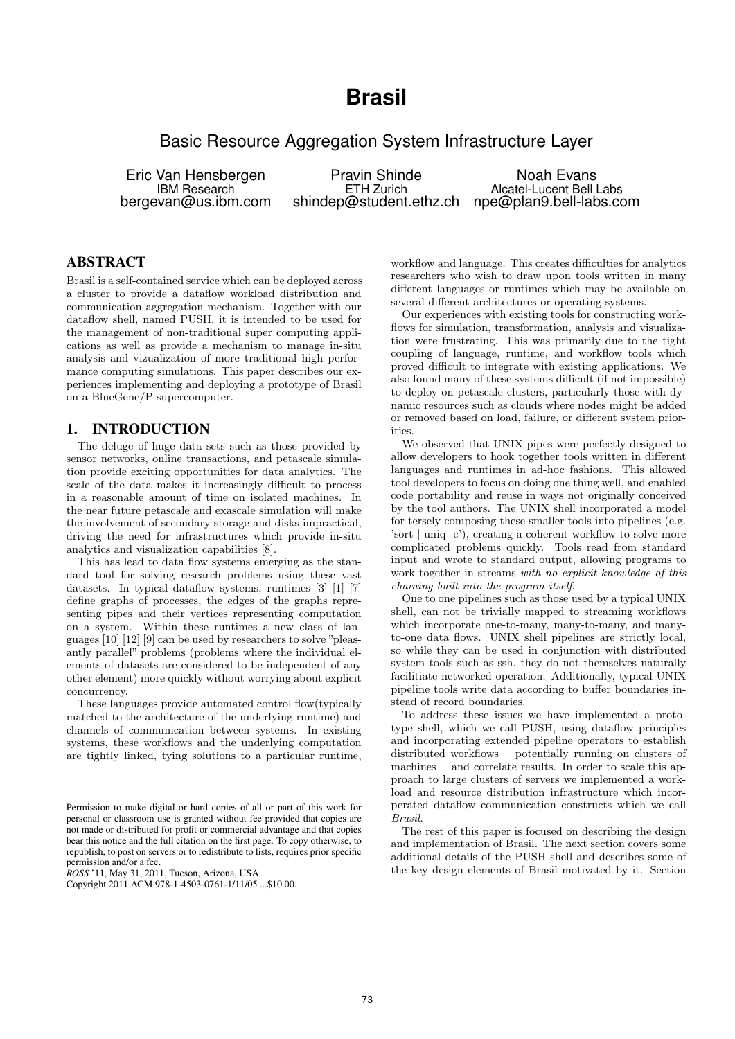# Brasil

## Basic Resource Aggregation System Infrastructure Layer

Eric Van Hensbergen
IBM Research
bergevan@us.ibm.com

Pravin Shinde
ETH Zurich
shindep@student.ethz.ch

Noah Evans
Alcatel-Lucent Bell Labs
npe@plan9.bell-labs.com

## ABSTRACT

Brasil is a self-contained service which can be deployed across a cluster to provide a dataflow workload distribution and communication aggregation mechanism. Together with our dataflow shell, named PUSH, it is intended to be used for the management of non-traditional super computing applications as well as provide a mechanism to manage in-situ analysis and vizualization of more traditional high performance computing simulations. This paper describes our experiences implementing and deploying a prototype of Brasil on a BlueGene/P supercomputer.

## 1. INTRODUCTION

The deluge of huge data sets such as those provided by sensor networks, online transactions, and petascale simulation provide exciting opportunities for data analytics. The scale of the data makes it increasingly difficult to process in a reasonable amount of time on isolated machines. In the near future petascale and exascale simulation will make the involvement of secondary storage and disks impractical, driving the need for infrastructures which provide in-situ analytics and visualization capabilities [8].

This has lead to data flow systems emerging as the standard tool for solving research problems using these vast datasets. In typical dataflow systems, runtimes [3] [1] [7] define graphs of processes, the edges of the graphs representing pipes and their vertices representing computation on a system. Within these runtimes a new class of languages [10] [12] [9] can be used by researchers to solve "pleasantly parallel" problems (problems where the individual elements of datasets are considered to be independent of any other element) more quickly without worrying about explicit concurrency.

These languages provide automated control flow(typically matched to the architecture of the underlying runtime) and channels of communication between systems. In existing systems, these workflows and the underlying computation are tightly linked, tying solutions to a particular runtime, workflow and language. This creates difficulties for analytics researchers who wish to draw upon tools written in many different languages or runtimes which may be available on several different architectures or operating systems.

Our experiences with existing tools for constructing workflows for simulation, transformation, analysis and visualization were frustrating. This was primarily due to the tight coupling of language, runtime, and workflow tools which proved difficult to integrate with existing applications. We also found many of these systems difficult (if not impossible) to deploy on petascale clusters, particularly those with dynamic resources such as clouds where nodes might be added or removed based on load, failure, or different system priorities.

We observed that UNIX pipes were perfectly designed to allow developers to hook together tools written in different languages and runtimes in ad-hoc fashions. This allowed tool developers to focus on doing one thing well, and enabled code portability and reuse in ways not originally conceived by the tool authors. The UNIX shell incorporated a model for tersely composing these smaller tools into pipelines (e.g. 'sort | uniq -c'), creating a coherent workflow to solve more complicated problems quickly. Tools read from standard input and wrote to standard output, allowing programs to work together in streams *with no explicit knowledge of this chaining built into the program itself*.

One to one pipelines such as those used by a typical UNIX shell, can not be trivially mapped to streaming workflows which incorporate one-to-many, many-to-many, and many-to-one data flows. UNIX shell pipelines are strictly local, so while they can be used in conjunction with distributed system tools such as ssh, they do not themselves naturally facilitiate networked operation. Additionally, typical UNIX pipeline tools write data according to buffer boundaries instead of record boundaries.

To address these issues we have implemented a prototype shell, which we call PUSH, using dataflow principles and incorporating extended pipeline operators to establish distributed workflows —potentially running on clusters of machines— and correlate results. In order to scale this approach to large clusters of servers we implemented a workload and resource distribution infrastructure which incorperated dataflow communication constructs which we call *Brasil*.

The rest of this paper is focused on describing the design and implementation of Brasil. The next section covers some additional details of the PUSH shell and describes some of the key design elements of Brasil motivated by it. Section

Permission to make digital or hard copies of all or part of this work for personal or classroom use is granted without fee provided that copies are not made or distributed for profit or commercial advantage and that copies bear this notice and the full citation on the first page. To copy otherwise, to republish, to post on servers or to redistribute to lists, requires prior specific permission and/or a fee.
*ROSS* '11, May 31, 2011, Tucson, Arizona, USA
Copyright 2011 ACM 978-1-4503-0761-1/11/05 ...$10.00.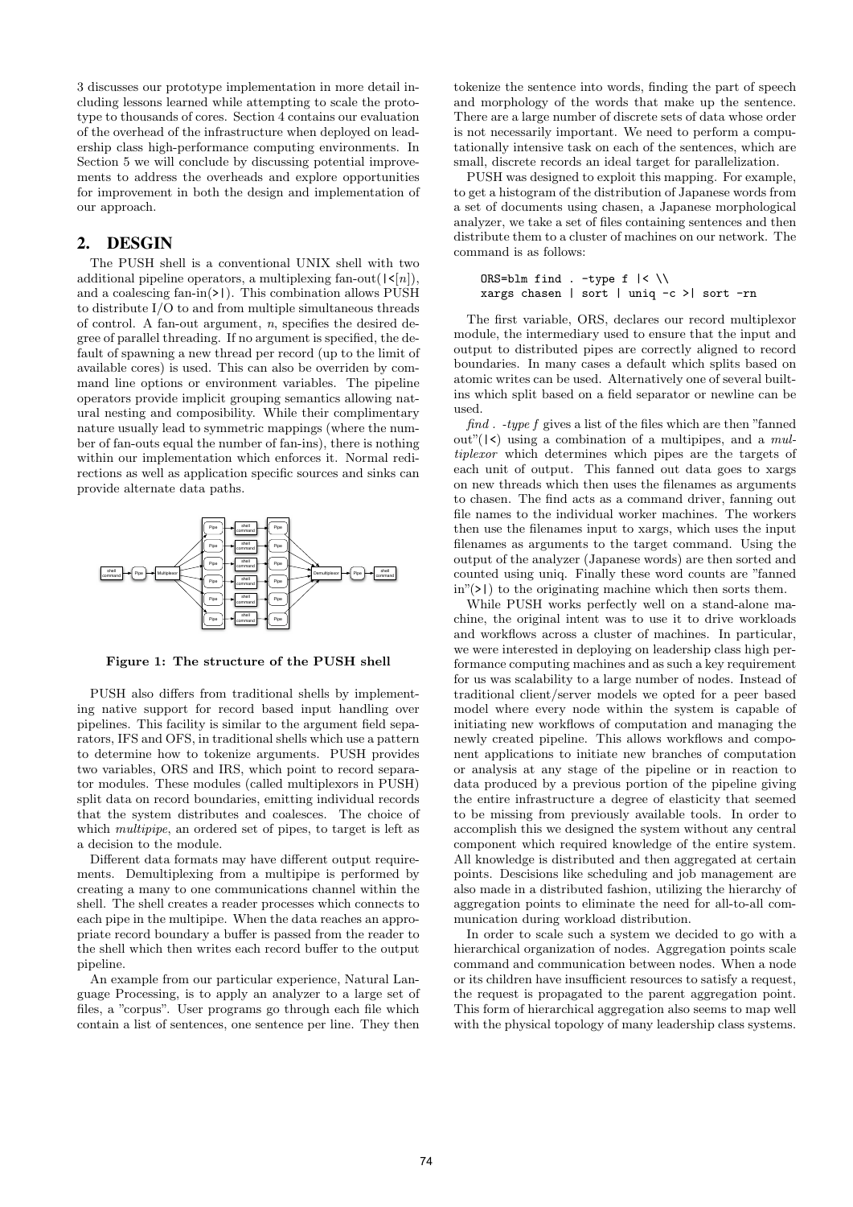3 discusses our prototype implementation in more detail including lessons learned while attempting to scale the prototype to thousands of cores. Section 4 contains our evaluation of the overhead of the infrastructure when deployed on leadership class high-performance computing environments. In Section 5 we will conclude by discussing potential improvements to address the overheads and explore opportunities for improvement in both the design and implementation of our approach.

## 2. DESGIN

The PUSH shell is a conventional UNIX shell with two additional pipeline operators, a multiplexing fan-out(`|<`[$n$]), and a coalescing fan-in(`>|`). This combination allows PUSH to distribute I/O to and from multiple simultaneous threads of control. A fan-out argument, $n$, specifies the desired degree of parallel threading. If no argument is specified, the default of spawning a new thread per record (up to the limit of available cores) is used. This can also be overriden by command line options or environment variables. The pipeline operators provide implicit grouping semantics allowing natural nesting and composibility. While their complimentary nature usually lead to symmetric mappings (where the number of fan-outs equal the number of fan-ins), there is nothing within our implementation which enforces it. Normal redirections as well as application specific sources and sinks can provide alternate data paths.

shell command
Pipe
Multiplexor
Pipe
shell command
Pipe
Demultiplexor
Pipe
shell command

**Figure 1: The structure of the PUSH shell**

PUSH also differs from traditional shells by implementing native support for record based input handling over pipelines. This facility is similar to the argument field separators, IFS and OFS, in traditional shells which use a pattern to determine how to tokenize arguments. PUSH provides two variables, ORS and IRS, which point to record separator modules. These modules (called multiplexors in PUSH) split data on record boundaries, emitting individual records that the system distributes and coalesces. The choice of which *multipipe*, an ordered set of pipes, to target is left as a decision to the module.

Different data formats may have different output requirements. Demultiplexing from a multipipe is performed by creating a many to one communications channel within the shell. The shell creates a reader processes which connects to each pipe in the multipipe. When the data reaches an appropriate record boundary a buffer is passed from the reader to the shell which then writes each record buffer to the output pipeline.

An example from our particular experience, Natural Language Processing, is to apply an analyzer to a large set of files, a "corpus". User programs go through each file which contain a list of sentences, one sentence per line. They then tokenize the sentence into words, finding the part of speech and morphology of the words that make up the sentence. There are a large number of discrete sets of data whose order is not necessarily important. We need to perform a computationally intensive task on each of the sentences, which are small, discrete records an ideal target for parallelization.

PUSH was designed to exploit this mapping. For example, to get a histogram of the distribution of Japanese words from a set of documents using chasen, a Japanese morphological analyzer, we take a set of files containing sentences and then distribute them to a cluster of machines on our network. The command is as follows:

```
ORS=blm find . -type f |< \\
xargs chasen | sort | uniq -c >| sort -rn
```

The first variable, ORS, declares our record multiplexor module, the intermediary used to ensure that the input and output to distributed pipes are correctly aligned to record boundaries. In many cases a default which splits based on atomic writes can be used. Alternatively one of several builtins which split based on a field separator or newline can be used.

*find . -type f* gives a list of the files which are then "fanned out"(`|<`) using a combination of a multipipes, and a *multiplexor* which determines which pipes are the targets of each unit of output. This fanned out data goes to xargs on new threads which then uses the filenames as arguments to chasen. The find acts as a command driver, fanning out file names to the individual worker machines. The workers then use the filenames input to xargs, which uses the input filenames as arguments to the target command. Using the output of the analyzer (Japanese words) are then sorted and counted using uniq. Finally these word counts are "fanned in"(`>|`) to the originating machine which then sorts them.

While PUSH works perfectly well on a stand-alone machine, the original intent was to use it to drive workloads and workflows across a cluster of machines. In particular, we were interested in deploying on leadership class high performance computing machines and as such a key requirement for us was scalability to a large number of nodes. Instead of traditional client/server models we opted for a peer based model where every node within the system is capable of initiating new workflows of computation and managing the newly created pipeline. This allows workflows and component applications to initiate new branches of computation or analysis at any stage of the pipeline or in reaction to data produced by a previous portion of the pipeline giving the entire infrastructure a degree of elasticity that seemed to be missing from previously available tools. In order to accomplish this we designed the system without any central component which required knowledge of the entire system. All knowledge is distributed and then aggregated at certain points. Descisions like scheduling and job management are also made in a distributed fashion, utilizing the hierarchy of aggregation points to eliminate the need for all-to-all communication during workload distribution.

In order to scale such a system we decided to go with a hierarchical organization of nodes. Aggregation points scale command and communication between nodes. When a node or its children have insufficient resources to satisfy a request, the request is propagated to the parent aggregation point. This form of hierarchical aggregation also seems to map well with the physical topology of many leadership class systems.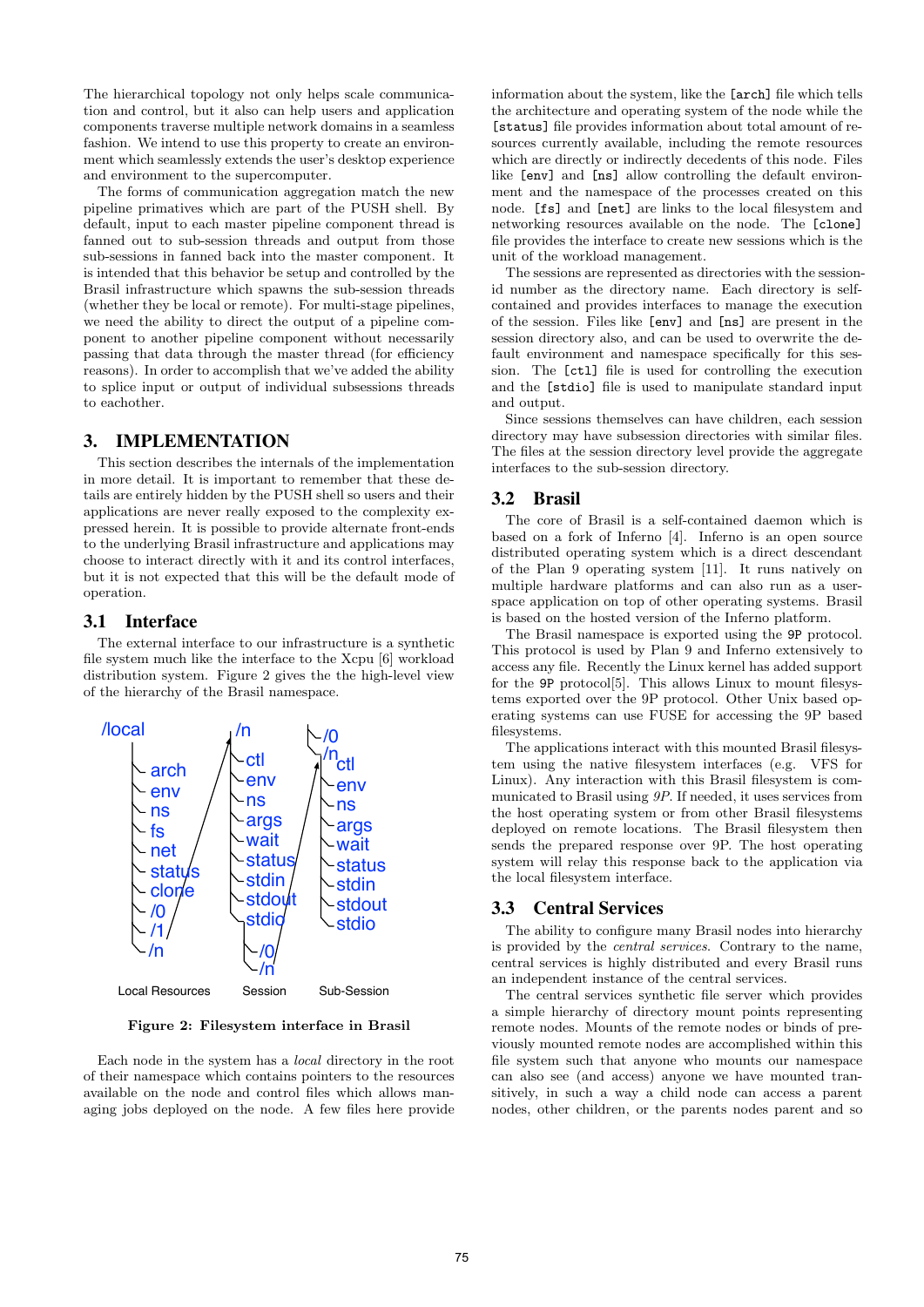The hierarchical topology not only helps scale communication and control, but it also can help users and application components traverse multiple network domains in a seamless fashion. We intend to use this property to create an environment which seamlessly extends the user's desktop experience and environment to the supercomputer.

The forms of communication aggregation match the new pipeline primatives which are part of the PUSH shell. By default, input to each master pipeline component thread is fanned out to sub-session threads and output from those sub-sessions in fanned back into the master component. It is intended that this behavior be setup and controlled by the Brasil infrastructure which spawns the sub-session threads (whether they be local or remote). For multi-stage pipelines, we need the ability to direct the output of a pipeline component to another pipeline component without necessarily passing that data through the master thread (for efficiency reasons). In order to accomplish that we've added the ability to splice input or output of individual subsessions threads to eachother.

# 3. IMPLEMENTATION

This section describes the internals of the implementation in more detail. It is important to remember that these details are entirely hidden by the PUSH shell so users and their applications are never really exposed to the complexity expressed herein. It is possible to provide alternate front-ends to the underlying Brasil infrastructure and applications may choose to interact directly with it and its control interfaces, but it is not expected that this will be the default mode of operation.

## 3.1 Interface

The external interface to our infrastructure is a synthetic file system much like the interface to the Xcpu [6] workload distribution system. Figure 2 gives the the high-level view of the hierarchy of the Brasil namespace.

```
/local              /n                  /0
 ├ arch              ├ ctl              /n
 ├ env               ├ env               ├ ctl
 ├ ns                ├ ns                ├ env
 ├ fs                ├ args              ├ ns
 ├ net               ├ wait              ├ args
 ├ status            ├ status            ├ wait
 ├ clone             ├ stdin             ├ status
 ├ /0                ├ stdout            ├ stdin
 ├ /1                ├ stdio             ├ stdout
 └ /n                ├ /0                └ stdio
                     └ /n

Local Resources      Session             Sub-Session
```

**Figure 2: Filesystem interface in Brasil**

Each node in the system has a *local* directory in the root of their namespace which contains pointers to the resources available on the node and control files which allows managing jobs deployed on the node. A few files here provide information about the system, like the [arch] file which tells the architecture and operating system of the node while the [status] file provides information about total amount of resources currently available, including the remote resources which are directly or indirectly decedents of this node. Files like [env] and [ns] allow controlling the default environment and the namespace of the processes created on this node. [fs] and [net] are links to the local filesystem and networking resources available on the node. The [clone] file provides the interface to create new sessions which is the unit of the workload management.

The sessions are represented as directories with the session-id number as the directory name. Each directory is self-contained and provides interfaces to manage the execution of the session. Files like [env] and [ns] are present in the session directory also, and can be used to overwrite the default environment and namespace specifically for this session. The [ctl] file is used for controlling the execution and the [stdio] file is used to manipulate standard input and output.

Since sessions themselves can have children, each session directory may have subsession directories with similar files. The files at the session directory level provide the aggregate interfaces to the sub-session directory.

## 3.2 Brasil

The core of Brasil is a self-contained daemon which is based on a fork of Inferno [4]. Inferno is an open source distributed operating system which is a direct descendant of the Plan 9 operating system [11]. It runs natively on multiple hardware platforms and can also run as a user-space application on top of other operating systems. Brasil is based on the hosted version of the Inferno platform.

The Brasil namespace is exported using the 9P protocol. This protocol is used by Plan 9 and Inferno extensively to access any file. Recently the Linux kernel has added support for the 9P protocol[5]. This allows Linux to mount filesystems exported over the 9P protocol. Other Unix based operating systems can use FUSE for accessing the 9P based filesystems.

The applications interact with this mounted Brasil filesystem using the native filesystem interfaces (e.g. VFS for Linux). Any interaction with this Brasil filesystem is communicated to Brasil using *9P*. If needed, it uses services from the host operating system or from other Brasil filesystems deployed on remote locations. The Brasil filesystem then sends the prepared response over 9P. The host operating system will relay this response back to the application via the local filesystem interface.

## 3.3 Central Services

The ability to configure many Brasil nodes into hierarchy is provided by the *central services*. Contrary to the name, central services is highly distributed and every Brasil runs an independent instance of the central services.

The central services synthetic file server which provides a simple hierarchy of directory mount points representing remote nodes. Mounts of the remote nodes or binds of previously mounted remote nodes are accomplished within this file system such that anyone who mounts our namespace can also see (and access) anyone we have mounted transitively, in such a way a child node can access a parent nodes, other children, or the parents nodes parent and so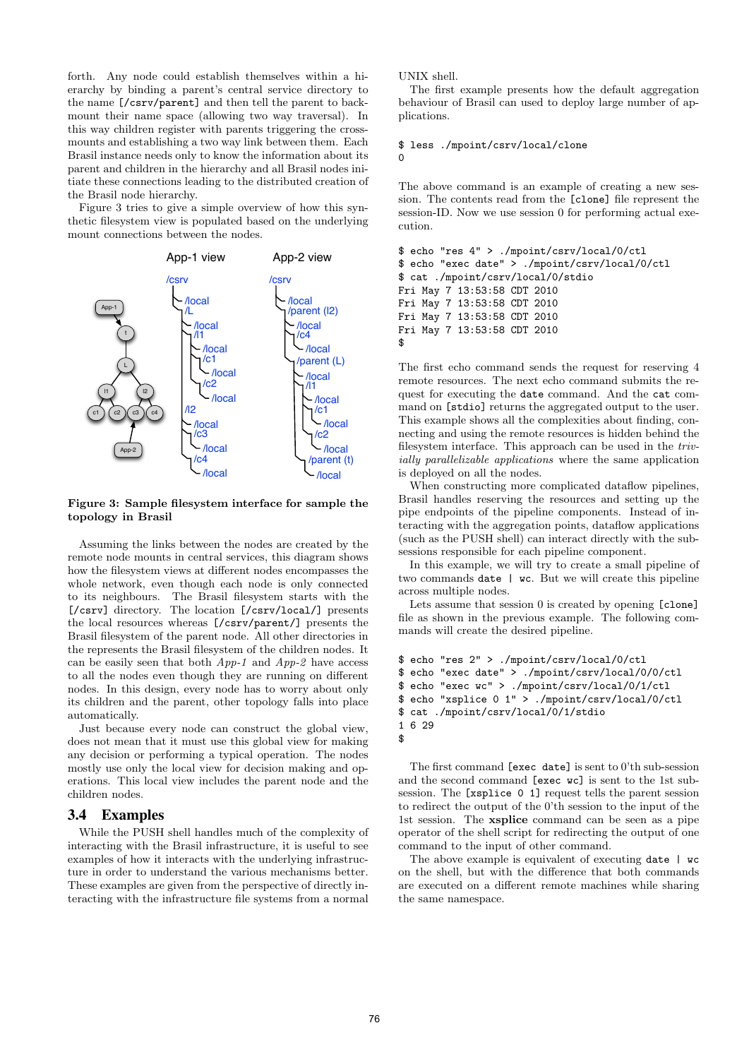forth. Any node could establish themselves within a hierarchy by binding a parent's central service directory to the name [/csrv/parent] and then tell the parent to backmount their name space (allowing two way traversal). In this way children register with parents triggering the crossmounts and establishing a two way link between them. Each Brasil instance needs only to know the information about its parent and children in the hierarchy and all Brasil nodes initiate these connections leading to the distributed creation of the Brasil node hierarchy.

Figure 3 tries to give a simple overview of how this synthetic filesystem view is populated based on the underlying mount connections between the nodes.

**Figure 3: Sample filesystem interface for sample the topology in Brasil**

Assuming the links between the nodes are created by the remote node mounts in central services, this diagram shows how the filesystem views at different nodes encompasses the whole network, even though each node is only connected to its neighbours. The Brasil filesystem starts with the [/csrv] directory. The location [/csrv/local/] presents the local resources whereas [/csrv/parent/] presents the Brasil filesystem of the parent node. All other directories in the represents the Brasil filesystem of the children nodes. It can be easily seen that both *App-1* and *App-2* have access to all the nodes even though they are running on different nodes. In this design, every node has to worry about only its children and the parent, other topology falls into place automatically.

Just because every node can construct the global view, does not mean that it must use this global view for making any decision or performing a typical operation. The nodes mostly use only the local view for decision making and operations. This local view includes the parent node and the children nodes.

## 3.4 Examples

While the PUSH shell handles much of the complexity of interacting with the Brasil infrastructure, it is useful to see examples of how it interacts with the underlying infrastructure in order to understand the various mechanisms better. These examples are given from the perspective of directly interacting with the infrastructure file systems from a normal UNIX shell.

The first example presents how the default aggregation behaviour of Brasil can used to deploy large number of applications.

```
$ less ./mpoint/csrv/local/clone
0
```

The above command is an example of creating a new session. The contents read from the [clone] file represent the session-ID. Now we use session 0 for performing actual execution.

```
$ echo "res 4" > ./mpoint/csrv/local/0/ctl
$ echo "exec date" > ./mpoint/csrv/local/0/ctl
$ cat ./mpoint/csrv/local/0/stdio
Fri May 7 13:53:58 CDT 2010
Fri May 7 13:53:58 CDT 2010
Fri May 7 13:53:58 CDT 2010
Fri May 7 13:53:58 CDT 2010
$
```

The first echo command sends the request for reserving 4 remote resources. The next echo command submits the request for executing the date command. And the cat command on [stdio] returns the aggregated output to the user. This example shows all the complexities about finding, connecting and using the remote resources is hidden behind the filesystem interface. This approach can be used in the *trivially parallelizable applications* where the same application is deployed on all the nodes.

When constructing more complicated dataflow pipelines, Brasil handles reserving the resources and setting up the pipe endpoints of the pipeline components. Instead of interacting with the aggregation points, dataflow applications (such as the PUSH shell) can interact directly with the subsessions responsible for each pipeline component.

In this example, we will try to create a small pipeline of two commands date | wc. But we will create this pipeline across multiple nodes.

Lets assume that session 0 is created by opening [clone] file as shown in the previous example. The following commands will create the desired pipeline.

```
$ echo "res 2" > ./mpoint/csrv/local/0/ctl
$ echo "exec date" > ./mpoint/csrv/local/0/0/ctl
$ echo "exec wc" > ./mpoint/csrv/local/0/1/ctl
$ echo "xsplice 0 1" > ./mpoint/csrv/local/0/ctl
$ cat ./mpoint/csrv/local/0/1/stdio
1 6 29
$
```

The first command [exec date] is sent to 0'th sub-session and the second command [exec wc] is sent to the 1st subsession. The [xsplice 0 1] request tells the parent session to redirect the output of the 0'th session to the input of the 1st session. The **xsplice** command can be seen as a pipe operator of the shell script for redirecting the output of one command to the input of other command.

The above example is equivalent of executing date | wc on the shell, but with the difference that both commands are executed on a different remote machines while sharing the same namespace.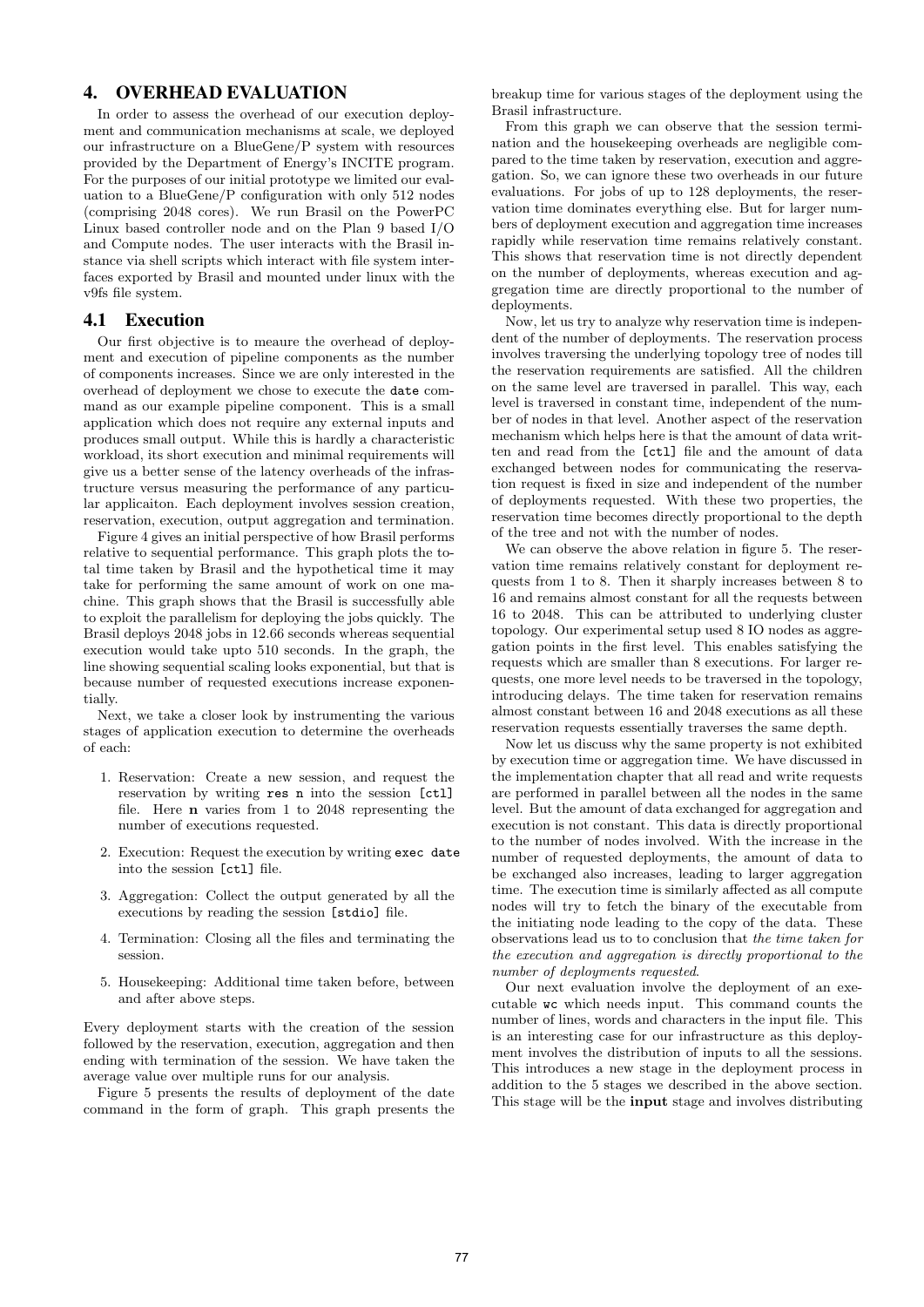## 4. OVERHEAD EVALUATION

In order to assess the overhead of our execution deployment and communication mechanisms at scale, we deployed our infrastructure on a BlueGene/P system with resources provided by the Department of Energy's INCITE program. For the purposes of our initial prototype we limited our evaluation to a BlueGene/P configuration with only 512 nodes (comprising 2048 cores). We run Brasil on the PowerPC Linux based controller node and on the Plan 9 based I/O and Compute nodes. The user interacts with the Brasil instance via shell scripts which interact with file system interfaces exported by Brasil and mounted under linux with the v9fs file system.

### 4.1 Execution

Our first objective is to meaure the overhead of deployment and execution of pipeline components as the number of components increases. Since we are only interested in the overhead of deployment we chose to execute the `date` command as our example pipeline component. This is a small application which does not require any external inputs and produces small output. While this is hardly a characteristic workload, its short execution and minimal requirements will give us a better sense of the latency overheads of the infrastructure versus measuring the performance of any particular applicaiton. Each deployment involves session creation, reservation, execution, output aggregation and termination.

Figure 4 gives an initial perspective of how Brasil performs relative to sequential performance. This graph plots the total time taken by Brasil and the hypothetical time it may take for performing the same amount of work on one machine. This graph shows that the Brasil is successfully able to exploit the parallelism for deploying the jobs quickly. The Brasil deploys 2048 jobs in 12.66 seconds whereas sequential execution would take upto 510 seconds. In the graph, the line showing sequential scaling looks exponential, but that is because number of requested executions increase exponentially.

Next, we take a closer look by instrumenting the various stages of application execution to determine the overheads of each:

1. Reservation: Create a new session, and request the reservation by writing `res n` into the session `[ctl]` file. Here **n** varies from 1 to 2048 representing the number of executions requested.
2. Execution: Request the execution by writing `exec date` into the session `[ctl]` file.
3. Aggregation: Collect the output generated by all the executions by reading the session `[stdio]` file.
4. Termination: Closing all the files and terminating the session.
5. Housekeeping: Additional time taken before, between and after above steps.

Every deployment starts with the creation of the session followed by the reservation, execution, aggregation and then ending with termination of the session. We have taken the average value over multiple runs for our analysis.

Figure 5 presents the results of deployment of the date command in the form of graph. This graph presents the breakup time for various stages of the deployment using the Brasil infrastructure.

From this graph we can observe that the session termination and the housekeeping overheads are negligible compared to the time taken by reservation, execution and aggregation. So, we can ignore these two overheads in our future evaluations. For jobs of up to 128 deployments, the reservation time dominates everything else. But for larger numbers of deployment execution and aggregation time increases rapidly while reservation time remains relatively constant. This shows that reservation time is not directly dependent on the number of deployments, whereas execution and aggregation time are directly proportional to the number of deployments.

Now, let us try to analyze why reservation time is independent of the number of deployments. The reservation process involves traversing the underlying topology tree of nodes till the reservation requirements are satisfied. All the children on the same level are traversed in parallel. This way, each level is traversed in constant time, independent of the number of nodes in that level. Another aspect of the reservation mechanism which helps here is that the amount of data written and read from the `[ctl]` file and the amount of data exchanged between nodes for communicating the reservation request is fixed in size and independent of the number of deployments requested. With these two properties, the reservation time becomes directly proportional to the depth of the tree and not with the number of nodes.

We can observe the above relation in figure 5. The reservation time remains relatively constant for deployment requests from 1 to 8. Then it sharply increases between 8 to 16 and remains almost constant for all the requests between 16 to 2048. This can be attributed to underlying cluster topology. Our experimental setup used 8 IO nodes as aggregation points in the first level. This enables satisfying the requests which are smaller than 8 executions. For larger requests, one more level needs to be traversed in the topology, introducing delays. The time taken for reservation remains almost constant between 16 and 2048 executions as all these reservation requests essentially traverses the same depth.

Now let us discuss why the same property is not exhibited by execution time or aggregation time. We have discussed in the implementation chapter that all read and write requests are performed in parallel between all the nodes in the same level. But the amount of data exchanged for aggregation and execution is not constant. This data is directly proportional to the number of nodes involved. With the increase in the number of requested deployments, the amount of data to be exchanged also increases, leading to larger aggregation time. The execution time is similarly affected as all compute nodes will try to fetch the binary of the executable from the initiating node leading to the copy of the data. These observations lead us to to conclusion that *the time taken for the execution and aggregation is directly proportional to the number of deployments requested*.

Our next evaluation involve the deployment of an executable `wc` which needs input. This command counts the number of lines, words and characters in the input file. This is an interesting case for our infrastructure as this deployment involves the distribution of inputs to all the sessions. This introduces a new stage in the deployment process in addition to the 5 stages we described in the above section. This stage will be the **input** stage and involves distributing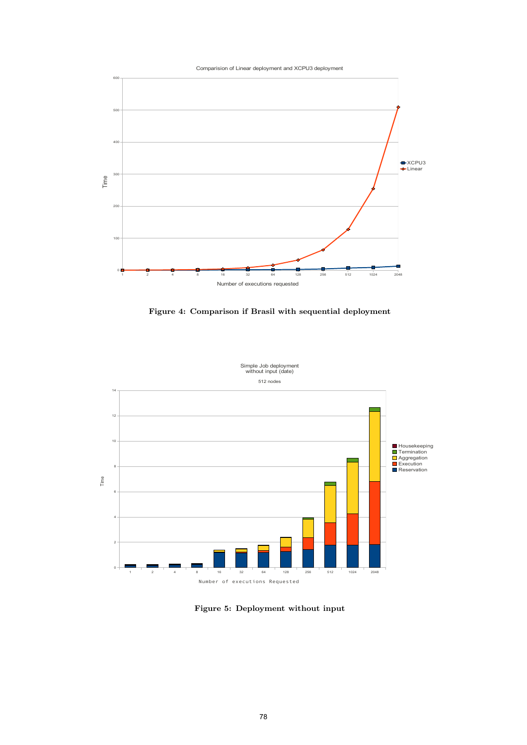**Figure 4: Comparison if Brasil with sequential deployment**

**Figure 5: Deployment without input**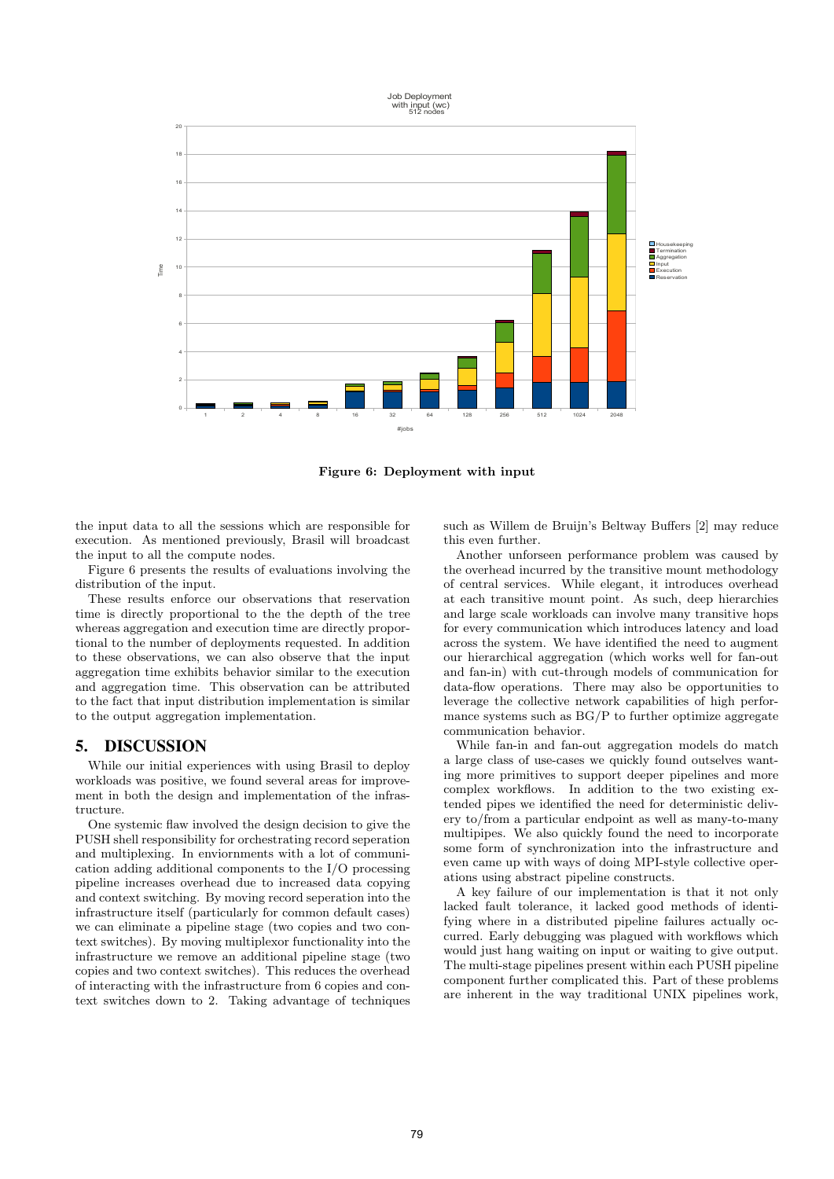**Figure 6: Deployment with input**

the input data to all the sessions which are responsible for execution. As mentioned previously, Brasil will broadcast the input to all the compute nodes.

Figure 6 presents the results of evaluations involving the distribution of the input.

These results enforce our observations that reservation time is directly proportional to the the depth of the tree whereas aggregation and execution time are directly proportional to the number of deployments requested. In addition to these observations, we can also observe that the input aggregation time exhibits behavior similar to the execution and aggregation time. This observation can be attributed to the fact that input distribution implementation is similar to the output aggregation implementation.

## 5. DISCUSSION

While our initial experiences with using Brasil to deploy workloads was positive, we found several areas for improvement in both the design and implementation of the infrastructure.

One systemic flaw involved the design decision to give the PUSH shell responsibility for orchestrating record seperation and multiplexing. In enviornments with a lot of communication adding additional components to the I/O processing pipeline increases overhead due to increased data copying and context switching. By moving record seperation into the infrastructure itself (particularly for common default cases) we can eliminate a pipeline stage (two copies and two context switches). By moving multiplexor functionality into the infrastructure we remove an additional pipeline stage (two copies and two context switches). This reduces the overhead of interacting with the infrastructure from 6 copies and context switches down to 2. Taking advantage of techniques such as Willem de Bruijn's Beltway Buffers [2] may reduce this even further.

Another unforseen performance problem was caused by the overhead incurred by the transitive mount methodology of central services. While elegant, it introduces overhead at each transitive mount point. As such, deep hierarchies and large scale workloads can involve many transitive hops for every communication which introduces latency and load across the system. We have identified the need to augment our hierarchical aggregation (which works well for fan-out and fan-in) with cut-through models of communication for data-flow operations. There may also be opportunities to leverage the collective network capabilities of high performance systems such as BG/P to further optimize aggregate communication behavior.

While fan-in and fan-out aggregation models do match a large class of use-cases we quickly found outselves wanting more primitives to support deeper pipelines and more complex workflows. In addition to the two existing extended pipes we identified the need for deterministic delivery to/from a particular endpoint as well as many-to-many multipipes. We also quickly found the need to incorporate some form of synchronization into the infrastructure and even came up with ways of doing MPI-style collective operations using abstract pipeline constructs.

A key failure of our implementation is that it not only lacked fault tolerance, it lacked good methods of identifying where in a distributed pipeline failures actually occurred. Early debugging was plagued with workflows which would just hang waiting on input or waiting to give output. The multi-stage pipelines present within each PUSH pipeline component further complicated this. Part of these problems are inherent in the way traditional UNIX pipelines work,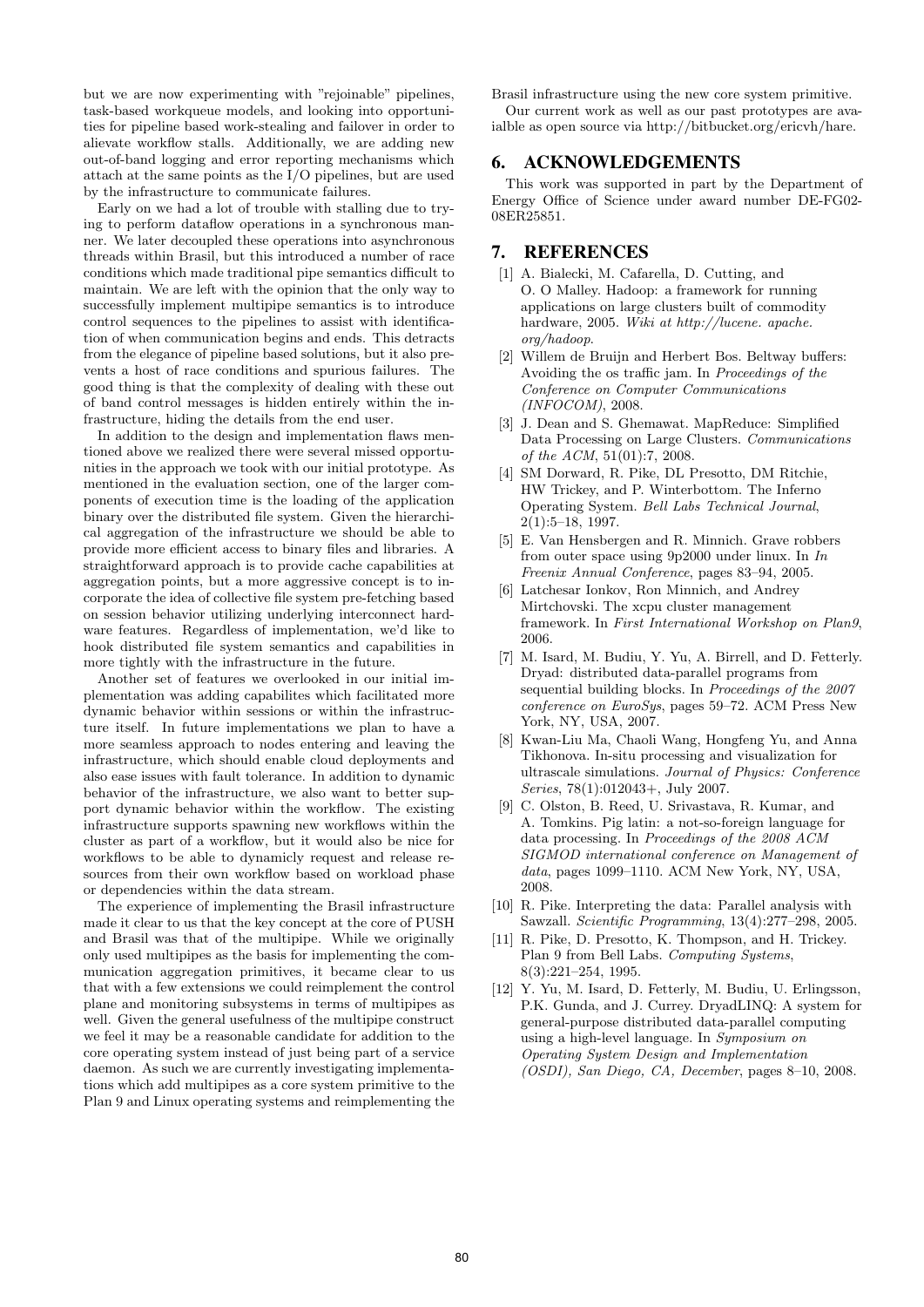but we are now experimenting with "rejoinable" pipelines, task-based workqueue models, and looking into opportunities for pipeline based work-stealing and failover in order to alievate workflow stalls. Additionally, we are adding new out-of-band logging and error reporting mechanisms which attach at the same points as the I/O pipelines, but are used by the infrastructure to communicate failures.

Early on we had a lot of trouble with stalling due to trying to perform dataflow operations in a synchronous manner. We later decoupled these operations into asynchronous threads within Brasil, but this introduced a number of race conditions which made traditional pipe semantics difficult to maintain. We are left with the opinion that the only way to successfully implement multipipe semantics is to introduce control sequences to the pipelines to assist with identification of when communication begins and ends. This detracts from the elegance of pipeline based solutions, but it also prevents a host of race conditions and spurious failures. The good thing is that the complexity of dealing with these out of band control messages is hidden entirely within the infrastructure, hiding the details from the end user.

In addition to the design and implementation flaws mentioned above we realized there were several missed opportunities in the approach we took with our initial prototype. As mentioned in the evaluation section, one of the larger components of execution time is the loading of the application binary over the distributed file system. Given the hierarchical aggregation of the infrastructure we should be able to provide more efficient access to binary files and libraries. A straightforward approach is to provide cache capabilities at aggregation points, but a more aggressive concept is to incorporate the idea of collective file system pre-fetching based on session behavior utilizing underlying interconnect hardware features. Regardless of implementation, we'd like to hook distributed file system semantics and capabilities in more tightly with the infrastructure in the future.

Another set of features we overlooked in our initial implementation was adding capabilites which facilitated more dynamic behavior within sessions or within the infrastructure itself. In future implementations we plan to have a more seamless approach to nodes entering and leaving the infrastructure, which should enable cloud deployments and also ease issues with fault tolerance. In addition to dynamic behavior of the infrastructure, we also want to better support dynamic behavior within the workflow. The existing infrastructure supports spawning new workflows within the cluster as part of a workflow, but it would also be nice for workflows to be able to dynamicly request and release resources from their own workflow based on workload phase or dependencies within the data stream.

The experience of implementing the Brasil infrastructure made it clear to us that the key concept at the core of PUSH and Brasil was that of the multipipe. While we originally only used multipipes as the basis for implementing the communication aggregation primitives, it became clear to us that with a few extensions we could reimplement the control plane and monitoring subsystems in terms of multipipes as well. Given the general usefulness of the multipipe construct we feel it may be a reasonable candidate for addition to the core operating system instead of just being part of a service daemon. As such we are currently investigating implementations which add multipipes as a core system primitive to the Plan 9 and Linux operating systems and reimplementing the Brasil infrastructure using the new core system primitive.

Our current work as well as our past prototypes are avaialble as open source via http://bitbucket.org/ericvh/hare.

## 6. ACKNOWLEDGEMENTS

This work was supported in part by the Department of Energy Office of Science under award number DE-FG02-08ER25851.

## 7. REFERENCES

[1] A. Bialecki, M. Cafarella, D. Cutting, and O. O Malley. Hadoop: a framework for running applications on large clusters built of commodity hardware, 2005. *Wiki at http://lucene. apache. org/hadoop*.

[2] Willem de Bruijn and Herbert Bos. Beltway buffers: Avoiding the os traffic jam. In *Proceedings of the Conference on Computer Communications (INFOCOM)*, 2008.

[3] J. Dean and S. Ghemawat. MapReduce: Simplified Data Processing on Large Clusters. *Communications of the ACM*, 51(01):7, 2008.

[4] SM Dorward, R. Pike, DL Presotto, DM Ritchie, HW Trickey, and P. Winterbottom. The Inferno Operating System. *Bell Labs Technical Journal*, 2(1):5–18, 1997.

[5] E. Van Hensbergen and R. Minnich. Grave robbers from outer space using 9p2000 under linux. In *In Freenix Annual Conference*, pages 83–94, 2005.

[6] Latchesar Ionkov, Ron Minnich, and Andrey Mirtchovski. The xcpu cluster management framework. In *First International Workshop on Plan9*, 2006.

[7] M. Isard, M. Budiu, Y. Yu, A. Birrell, and D. Fetterly. Dryad: distributed data-parallel programs from sequential building blocks. In *Proceedings of the 2007 conference on EuroSys*, pages 59–72. ACM Press New York, NY, USA, 2007.

[8] Kwan-Liu Ma, Chaoli Wang, Hongfeng Yu, and Anna Tikhonova. In-situ processing and visualization for ultrascale simulations. *Journal of Physics: Conference Series*, 78(1):012043+, July 2007.

[9] C. Olston, B. Reed, U. Srivastava, R. Kumar, and A. Tomkins. Pig latin: a not-so-foreign language for data processing. In *Proceedings of the 2008 ACM SIGMOD international conference on Management of data*, pages 1099–1110. ACM New York, NY, USA, 2008.

[10] R. Pike. Interpreting the data: Parallel analysis with Sawzall. *Scientific Programming*, 13(4):277–298, 2005.

[11] R. Pike, D. Presotto, K. Thompson, and H. Trickey. Plan 9 from Bell Labs. *Computing Systems*, 8(3):221–254, 1995.

[12] Y. Yu, M. Isard, D. Fetterly, M. Budiu, U. Erlingsson, P.K. Gunda, and J. Currey. DryadLINQ: A system for general-purpose distributed data-parallel computing using a high-level language. In *Symposium on Operating System Design and Implementation (OSDI), San Diego, CA, December*, pages 8–10, 2008.